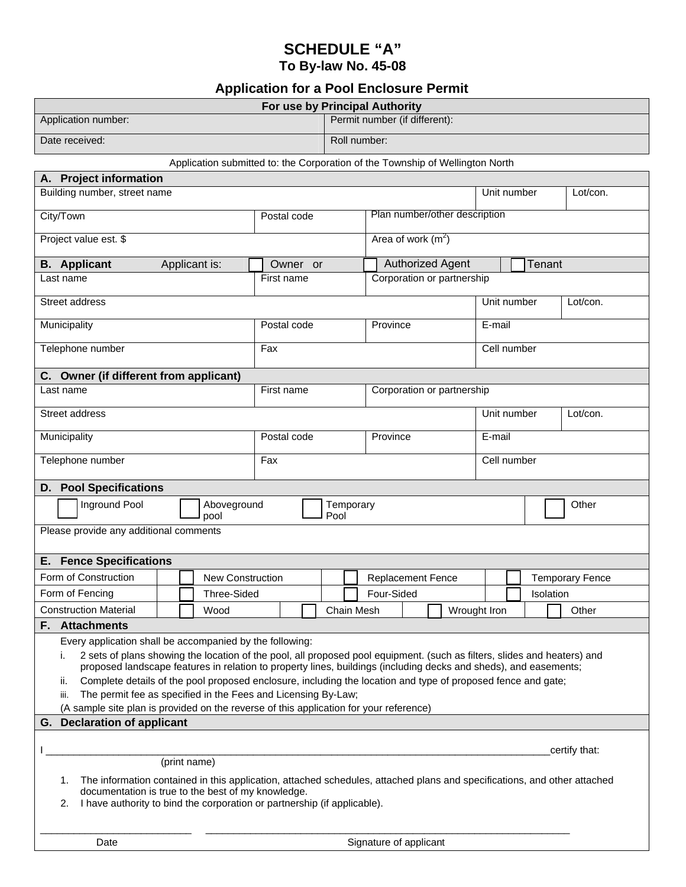# SCHEDULE "A"
## To By-law No. 45-08

## Application for a Pool Enclosure Permit

| For use by Principal Authority | |
|---|---|
| Application number: | Permit number (if different): |
| Date received: | Roll number: |

Application submitted to: the Corporation of the Township of Wellington North

### A. Project information

| Building number, street name | | Unit number | Lot/con. |
|---|---|---|---|
| City/Town | Postal code | Plan number/other description | |
| Project value est. $ | | Area of work ($m^2$) | |

### B. Applicant

Applicant is: ☐ Owner or ☐ Authorized Agent ☐ Tenant

| Last name | First name | Corporation or partnership | | |
|---|---|---|---|---|
| Street address | | | Unit number | Lot/con. |
| Municipality | Postal code | Province | E-mail | |
| Telephone number | Fax | | Cell number | |

### C. Owner (if different from applicant)

| Last name | First name | Corporation or partnership | | |
|---|---|---|---|---|
| Street address | | | Unit number | Lot/con. |
| Municipality | Postal code | Province | E-mail | |
| Telephone number | Fax | | Cell number | |

### D. Pool Specifications

☐ Inground Pool ☐ Aboveground pool ☐ Temporary Pool ☐ Other

Please provide any additional comments

### E. Fence Specifications

| | | | | |
|---|---|---|---|---|
| Form of Construction | ☐ New Construction | ☐ Replacement Fence | ☐ Temporary Fence | |
| Form of Fencing | ☐ Three-Sided | ☐ Four-Sided | ☐ Isolation | |
| Construction Material | ☐ Wood | ☐ Chain Mesh | ☐ Wrought Iron | ☐ Other |

### F. Attachments

Every application shall be accompanied by the following:

i. 2 sets of plans showing the location of the pool, all proposed pool equipment. (such as filters, slides and heaters) and proposed landscape features in relation to property lines, buildings (including decks and sheds), and easements;

ii. Complete details of the pool proposed enclosure, including the location and type of proposed fence and gate;

iii. The permit fee as specified in the Fees and Licensing By-Law;

(A sample site plan is provided on the reverse of this application for your reference)

### G. Declaration of applicant

I ______________________________________________________________ certify that:
(print name)

1. The information contained in this application, attached schedules, attached plans and specifications, and other attached documentation is true to the best of my knowledge.
2. I have authority to bind the corporation or partnership (if applicable).

____________________ ______________________________________________
Date Signature of applicant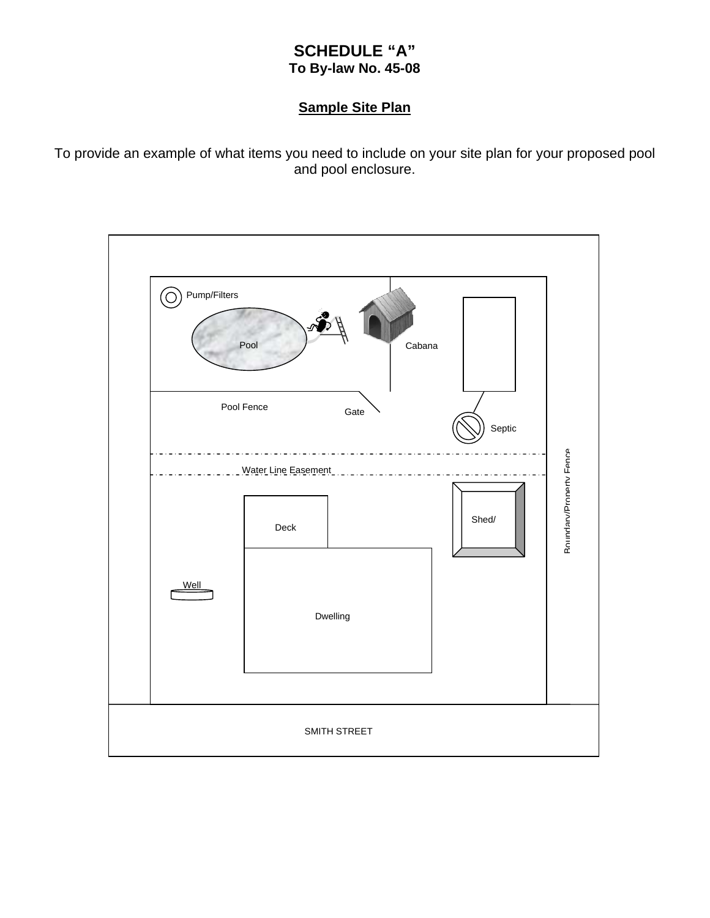# SCHEDULE "A"
## To By-law No. 45-08

**Sample Site Plan**

To provide an example of what items you need to include on your site plan for your proposed pool and pool enclosure.

Pump/Filters

Pool

Cabana

Pool Fence

Gate

Septic

Water Line Easement

Boundary/Property Fence

Deck

Shed/

Well

Dwelling

SMITH STREET